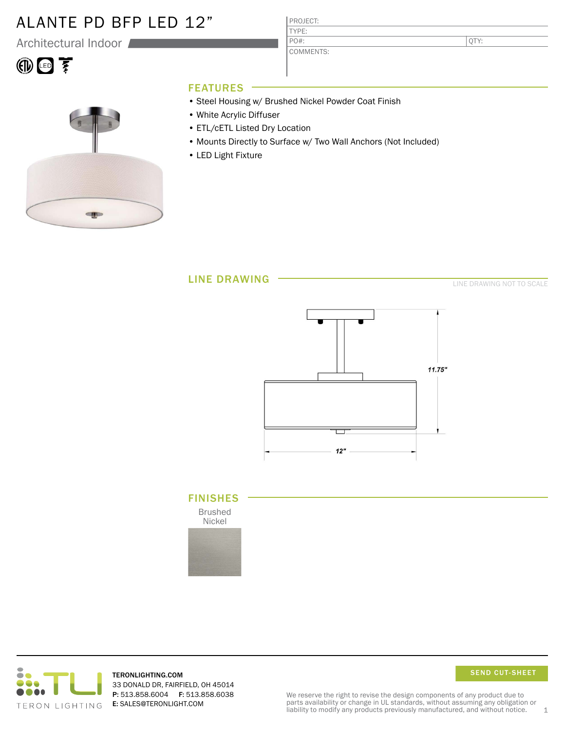# ALANTE PD BFP LED 12"

Architectural Indoor

| PROJECT: | |
|---|---|
| TYPE: | |
| PO#: | QTY: |
| COMMENTS: | |

## FEATURES

- Steel Housing w/ Brushed Nickel Powder Coat Finish
- White Acrylic Diffuser
- ETL/cETL Listed Dry Location
- Mounts Directly to Surface w/ Two Wall Anchors (Not Included)
- LED Light Fixture

## LINE DRAWING

LINE DRAWING NOT TO SCALE

11.75"

12"

## FINISHES

Brushed Nickel

TERONLIGHTING.COM
33 DONALD DR, FAIRFIELD, OH 45014
**P:** 513.858.6004 **F:** 513.858.6038
**E:** SALES@TERONLIGHT.COM

SEND CUT-SHEET

We reserve the right to revise the design components of any product due to parts availability or change in UL standards, without assuming any obligation or liability to modify any products previously manufactured, and without notice.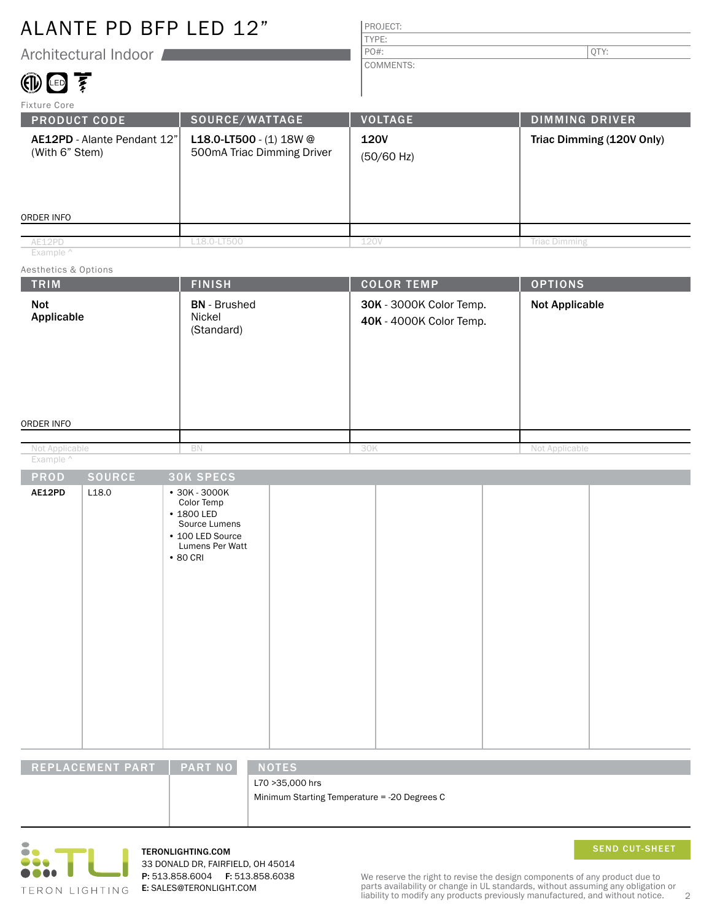# ALANTE PD BFP LED 12”

## Architectural Indoor

| PROJECT: | |
|---|---|
| TYPE: | |
| PO#: | QTY: |
| COMMENTS: | |

Fixture Core

| PRODUCT CODE | SOURCE/WATTAGE | VOLTAGE | DIMMING DRIVER |
|---|---|---|---|
| **AE12PD** - Alante Pendant 12” (With 6” Stem) | **L18.0-LT500** - (1) 18W @ 500mA Triac Dimming Driver | **120V** (50/60 Hz) | **Triac Dimming (120V Only)** |

ORDER INFO

| | | | |
|---|---|---|---|
| AE12PD | L18.0-LT500 | 120V | Triac Dimming |

Example ^

Aesthetics & Options

| TRIM | FINISH | COLOR TEMP | OPTIONS |
|---|---|---|---|
| **Not Applicable** | **BN** - Brushed Nickel (Standard) | **30K** - 3000K Color Temp.<br>**40K** - 4000K Color Temp. | **Not Applicable** |

ORDER INFO

| | | | |
|---|---|---|---|
| Not Applicable | BN | 30K | Not Applicable |

Example ^

| PROD | SOURCE | 30K SPECS |
|---|---|---|
| **AE12PD** | L18.0 | • 30K - 3000K Color Temp<br>• 1800 LED Source Lumens<br>• 100 LED Source Lumens Per Watt<br>• 80 CRI |

| REPLACEMENT PART | PART NO | NOTES |
|---|---|---|
| | | L70 >35,000 hrs<br>Minimum Starting Temperature = -20 Degrees C |

TERON LIGHTING

**TERONLIGHTING.COM**
33 DONALD DR, FAIRFIELD, OH 45014
**P:** 513.858.6004 **F:** 513.858.6038
**E:** SALES@TERONLIGHT.COM

SEND CUT-SHEET

We reserve the right to revise the design components of any product due to parts availability or change in UL standards, without assuming any obligation or liability to modify any products previously manufactured, and without notice.